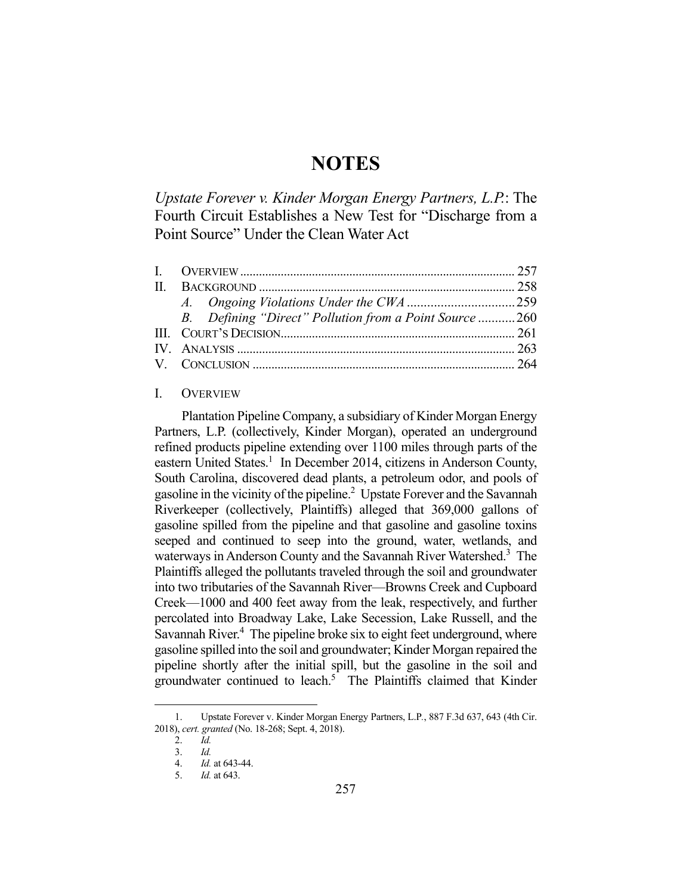# NOTES

## *Upstate Forever v. Kinder Morgan Energy Partners, L.P.*: The Fourth Circuit Establishes a New Test for "Discharge from a Point Source" Under the Clean Water Act

| | | |
|---|---|---|
| I. | OVERVIEW | 257 |
| II. | BACKGROUND | 258 |
| | *A. Ongoing Violations Under the CWA* | 259 |
| | *B. Defining "Direct" Pollution from a Point Source* | 260 |
| III. | COURT'S DECISION | 261 |
| IV. | ANALYSIS | 263 |
| V. | CONCLUSION | 264 |

### I. OVERVIEW

Plantation Pipeline Company, a subsidiary of Kinder Morgan Energy Partners, L.P. (collectively, Kinder Morgan), operated an underground refined products pipeline extending over 1100 miles through parts of the eastern United States.[1] In December 2014, citizens in Anderson County, South Carolina, discovered dead plants, a petroleum odor, and pools of gasoline in the vicinity of the pipeline.[2] Upstate Forever and the Savannah Riverkeeper (collectively, Plaintiffs) alleged that 369,000 gallons of gasoline spilled from the pipeline and that gasoline and gasoline toxins seeped and continued to seep into the ground, water, wetlands, and waterways in Anderson County and the Savannah River Watershed.[3] The Plaintiffs alleged the pollutants traveled through the soil and groundwater into two tributaries of the Savannah River—Browns Creek and Cupboard Creek—1000 and 400 feet away from the leak, respectively, and further percolated into Broadway Lake, Lake Secession, Lake Russell, and the Savannah River.[4] The pipeline broke six to eight feet underground, where gasoline spilled into the soil and groundwater; Kinder Morgan repaired the pipeline shortly after the initial spill, but the gasoline in the soil and groundwater continued to leach.[5] The Plaintiffs claimed that Kinder

---

1. Upstate Forever v. Kinder Morgan Energy Partners, L.P., 887 F.3d 637, 643 (4th Cir. 2018), *cert. granted* (No. 18-268; Sept. 4, 2018).
2. *Id.*
3. *Id.*
4. *Id.* at 643-44.
5. *Id.* at 643.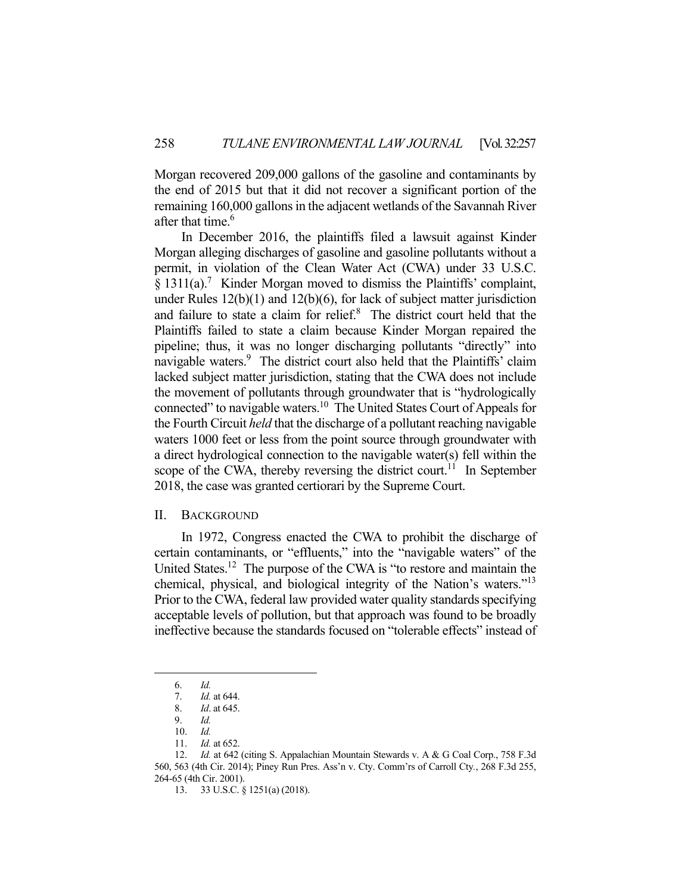Morgan recovered 209,000 gallons of the gasoline and contaminants by the end of 2015 but that it did not recover a significant portion of the remaining 160,000 gallons in the adjacent wetlands of the Savannah River after that time.[6]

In December 2016, the plaintiffs filed a lawsuit against Kinder Morgan alleging discharges of gasoline and gasoline pollutants without a permit, in violation of the Clean Water Act (CWA) under 33 U.S.C. § 1311(a).[7] Kinder Morgan moved to dismiss the Plaintiffs' complaint, under Rules 12(b)(1) and 12(b)(6), for lack of subject matter jurisdiction and failure to state a claim for relief.[8] The district court held that the Plaintiffs failed to state a claim because Kinder Morgan repaired the pipeline; thus, it was no longer discharging pollutants "directly" into navigable waters.[9] The district court also held that the Plaintiffs' claim lacked subject matter jurisdiction, stating that the CWA does not include the movement of pollutants through groundwater that is "hydrologically connected" to navigable waters.[10] The United States Court of Appeals for the Fourth Circuit *held* that the discharge of a pollutant reaching navigable waters 1000 feet or less from the point source through groundwater with a direct hydrological connection to the navigable water(s) fell within the scope of the CWA, thereby reversing the district court.[11] In September 2018, the case was granted certiorari by the Supreme Court.

## II. Background

In 1972, Congress enacted the CWA to prohibit the discharge of certain contaminants, or "effluents," into the "navigable waters" of the United States.[12] The purpose of the CWA is "to restore and maintain the chemical, physical, and biological integrity of the Nation's waters."[13] Prior to the CWA, federal law provided water quality standards specifying acceptable levels of pollution, but that approach was found to be broadly ineffective because the standards focused on "tolerable effects" instead of

---

6. *Id.*
7. *Id.* at 644.
8. *Id*. at 645.
9. *Id.*
10. *Id.*
11. *Id.* at 652.
12. *Id.* at 642 (citing S. Appalachian Mountain Stewards v. A & G Coal Corp., 758 F.3d 560, 563 (4th Cir. 2014); Piney Run Pres. Ass'n v. Cty. Comm'rs of Carroll Cty., 268 F.3d 255, 264-65 (4th Cir. 2001).
13. 33 U.S.C. § 1251(a) (2018).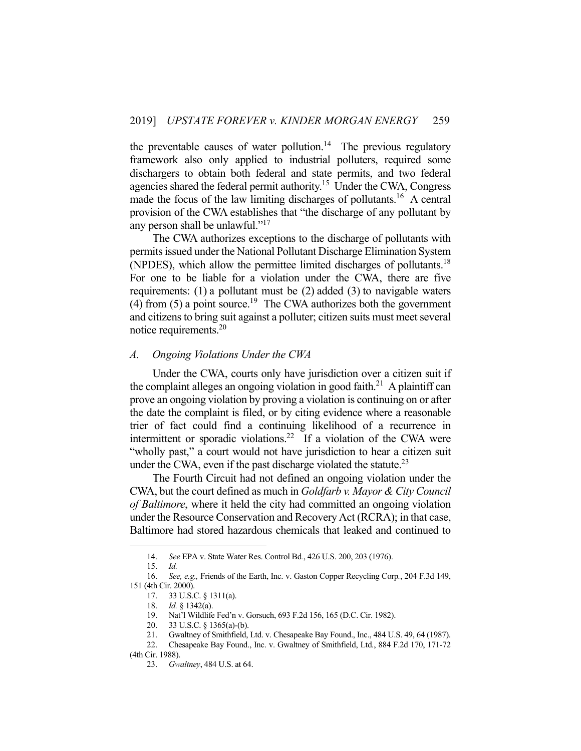the preventable causes of water pollution.[14] The previous regulatory framework also only applied to industrial polluters, required some dischargers to obtain both federal and state permits, and two federal agencies shared the federal permit authority.[15] Under the CWA, Congress made the focus of the law limiting discharges of pollutants.[16] A central provision of the CWA establishes that "the discharge of any pollutant by any person shall be unlawful."[17]

The CWA authorizes exceptions to the discharge of pollutants with permits issued under the National Pollutant Discharge Elimination System (NPDES), which allow the permittee limited discharges of pollutants.[18] For one to be liable for a violation under the CWA, there are five requirements: (1) a pollutant must be (2) added (3) to navigable waters (4) from (5) a point source.[19] The CWA authorizes both the government and citizens to bring suit against a polluter; citizen suits must meet several notice requirements.[20]

### *A. Ongoing Violations Under the CWA*

Under the CWA, courts only have jurisdiction over a citizen suit if the complaint alleges an ongoing violation in good faith.[21] A plaintiff can prove an ongoing violation by proving a violation is continuing on or after the date the complaint is filed, or by citing evidence where a reasonable trier of fact could find a continuing likelihood of a recurrence in intermittent or sporadic violations.[22] If a violation of the CWA were "wholly past," a court would not have jurisdiction to hear a citizen suit under the CWA, even if the past discharge violated the statute.[23]

The Fourth Circuit had not defined an ongoing violation under the CWA, but the court defined as much in *Goldfarb v. Mayor & City Council of Baltimore*, where it held the city had committed an ongoing violation under the Resource Conservation and Recovery Act (RCRA); in that case, Baltimore had stored hazardous chemicals that leaked and continued to

---

14. *See* EPA v. State Water Res. Control Bd., 426 U.S. 200, 203 (1976).
15. *Id.*
16. *See, e.g.,* Friends of the Earth, Inc. v. Gaston Copper Recycling Corp., 204 F.3d 149, 151 (4th Cir. 2000).
17. 33 U.S.C. § 1311(a).
18. *Id.* § 1342(a).
19. Nat'l Wildlife Fed'n v. Gorsuch, 693 F.2d 156, 165 (D.C. Cir. 1982).
20. 33 U.S.C. § 1365(a)-(b).
21. Gwaltney of Smithfield, Ltd. v. Chesapeake Bay Found., Inc., 484 U.S. 49, 64 (1987).
22. Chesapeake Bay Found., Inc. v. Gwaltney of Smithfield, Ltd., 884 F.2d 170, 171-72 (4th Cir. 1988).
23. *Gwaltney*, 484 U.S. at 64.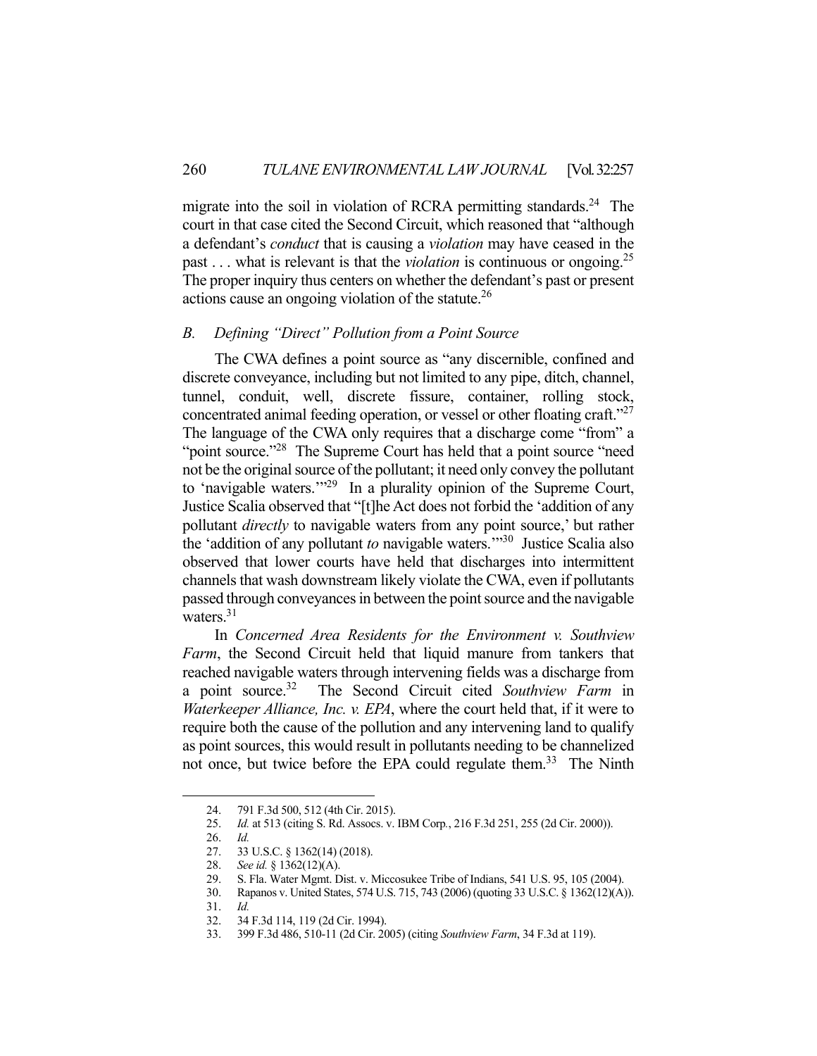migrate into the soil in violation of RCRA permitting standards.[24] The court in that case cited the Second Circuit, which reasoned that "although a defendant's *conduct* that is causing a *violation* may have ceased in the past . . . what is relevant is that the *violation* is continuous or ongoing.[25] The proper inquiry thus centers on whether the defendant's past or present actions cause an ongoing violation of the statute.[26]

### *B. Defining "Direct" Pollution from a Point Source*

The CWA defines a point source as "any discernible, confined and discrete conveyance, including but not limited to any pipe, ditch, channel, tunnel, conduit, well, discrete fissure, container, rolling stock, concentrated animal feeding operation, or vessel or other floating craft."[27] The language of the CWA only requires that a discharge come "from" a "point source."[28] The Supreme Court has held that a point source "need not be the original source of the pollutant; it need only convey the pollutant to 'navigable waters.'"[29] In a plurality opinion of the Supreme Court, Justice Scalia observed that "[t]he Act does not forbid the 'addition of any pollutant *directly* to navigable waters from any point source,' but rather the 'addition of any pollutant *to* navigable waters.'"[30] Justice Scalia also observed that lower courts have held that discharges into intermittent channels that wash downstream likely violate the CWA, even if pollutants passed through conveyances in between the point source and the navigable waters.[31]

In *Concerned Area Residents for the Environment v. Southview Farm*, the Second Circuit held that liquid manure from tankers that reached navigable waters through intervening fields was a discharge from a point source.[32] The Second Circuit cited *Southview Farm* in *Waterkeeper Alliance, Inc. v. EPA*, where the court held that, if it were to require both the cause of the pollution and any intervening land to qualify as point sources, this would result in pollutants needing to be channelized not once, but twice before the EPA could regulate them.[33] The Ninth

---

24. 791 F.3d 500, 512 (4th Cir. 2015).
25. *Id.* at 513 (citing S. Rd. Assocs. v. IBM Corp., 216 F.3d 251, 255 (2d Cir. 2000)).
26. *Id.*
27. 33 U.S.C. § 1362(14) (2018).
28. *See id.* § 1362(12)(A).
29. S. Fla. Water Mgmt. Dist. v. Miccosukee Tribe of Indians, 541 U.S. 95, 105 (2004).
30. Rapanos v. United States, 574 U.S. 715, 743 (2006) (quoting 33 U.S.C. § 1362(12)(A)).
31. *Id.*
32. 34 F.3d 114, 119 (2d Cir. 1994).
33. 399 F.3d 486, 510-11 (2d Cir. 2005) (citing *Southview Farm*, 34 F.3d at 119).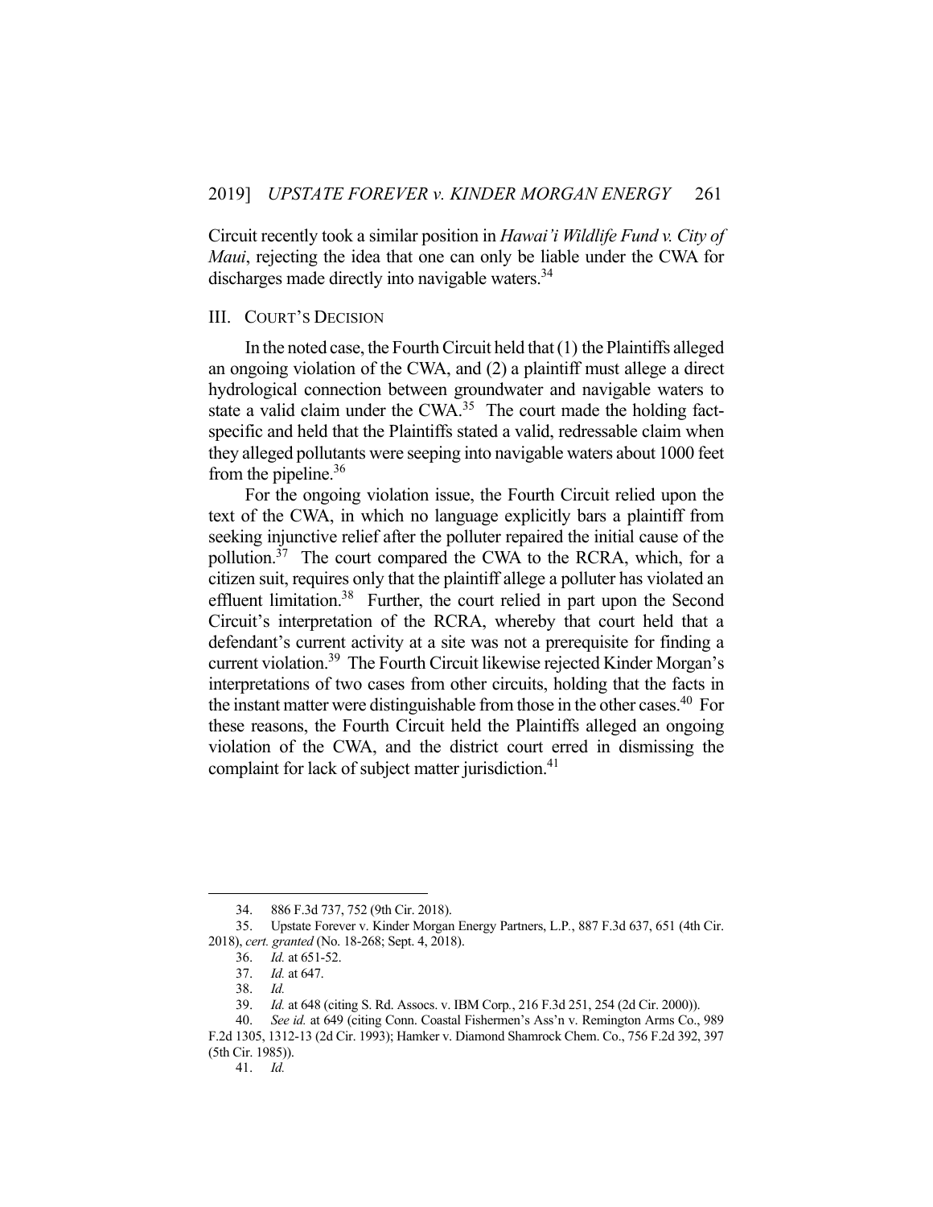Circuit recently took a similar position in *Hawai'i Wildlife Fund v. City of Maui*, rejecting the idea that one can only be liable under the CWA for discharges made directly into navigable waters.[34]

## III. COURT'S DECISION

In the noted case, the Fourth Circuit held that (1) the Plaintiffs alleged an ongoing violation of the CWA, and (2) a plaintiff must allege a direct hydrological connection between groundwater and navigable waters to state a valid claim under the CWA.[35] The court made the holding fact-specific and held that the Plaintiffs stated a valid, redressable claim when they alleged pollutants were seeping into navigable waters about 1000 feet from the pipeline.[36]

For the ongoing violation issue, the Fourth Circuit relied upon the text of the CWA, in which no language explicitly bars a plaintiff from seeking injunctive relief after the polluter repaired the initial cause of the pollution.[37] The court compared the CWA to the RCRA, which, for a citizen suit, requires only that the plaintiff allege a polluter has violated an effluent limitation.[38] Further, the court relied in part upon the Second Circuit's interpretation of the RCRA, whereby that court held that a defendant's current activity at a site was not a prerequisite for finding a current violation.[39] The Fourth Circuit likewise rejected Kinder Morgan's interpretations of two cases from other circuits, holding that the facts in the instant matter were distinguishable from those in the other cases.[40] For these reasons, the Fourth Circuit held the Plaintiffs alleged an ongoing violation of the CWA, and the district court erred in dismissing the complaint for lack of subject matter jurisdiction.[41]

---

34. 886 F.3d 737, 752 (9th Cir. 2018).

35. Upstate Forever v. Kinder Morgan Energy Partners, L.P., 887 F.3d 637, 651 (4th Cir. 2018), *cert. granted* (No. 18-268; Sept. 4, 2018).

36. *Id.* at 651-52.

37. *Id.* at 647.

38. *Id.*

39. *Id.* at 648 (citing S. Rd. Assocs. v. IBM Corp., 216 F.3d 251, 254 (2d Cir. 2000)).

40. *See id.* at 649 (citing Conn. Coastal Fishermen's Ass'n v. Remington Arms Co., 989 F.2d 1305, 1312-13 (2d Cir. 1993); Hamker v. Diamond Shamrock Chem. Co., 756 F.2d 392, 397 (5th Cir. 1985)).

41. *Id.*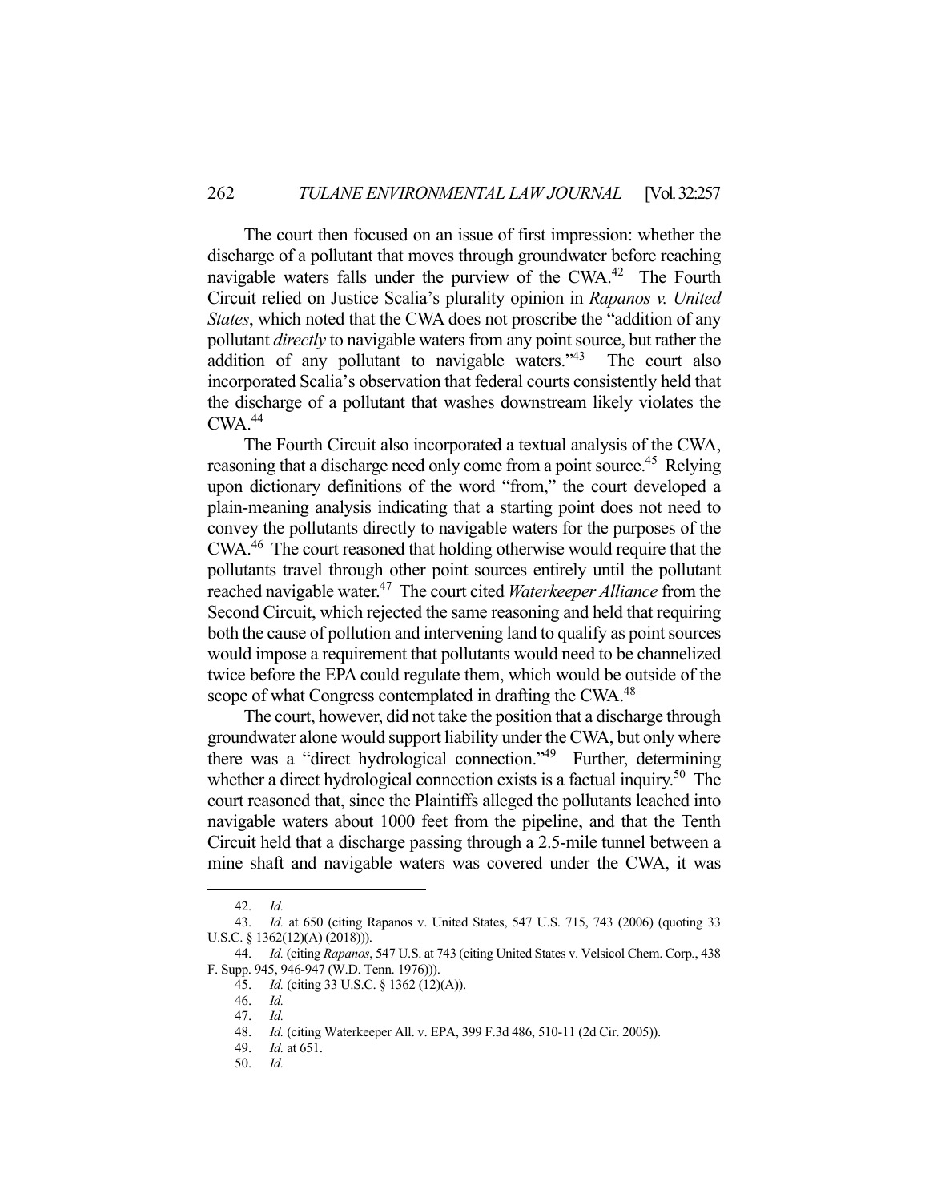The court then focused on an issue of first impression: whether the discharge of a pollutant that moves through groundwater before reaching navigable waters falls under the purview of the CWA.[42] The Fourth Circuit relied on Justice Scalia's plurality opinion in *Rapanos v. United States*, which noted that the CWA does not proscribe the "addition of any pollutant *directly* to navigable waters from any point source, but rather the addition of any pollutant to navigable waters."[43] The court also incorporated Scalia's observation that federal courts consistently held that the discharge of a pollutant that washes downstream likely violates the CWA.[44]

The Fourth Circuit also incorporated a textual analysis of the CWA, reasoning that a discharge need only come from a point source.[45] Relying upon dictionary definitions of the word "from," the court developed a plain-meaning analysis indicating that a starting point does not need to convey the pollutants directly to navigable waters for the purposes of the CWA.[46] The court reasoned that holding otherwise would require that the pollutants travel through other point sources entirely until the pollutant reached navigable water.[47] The court cited *Waterkeeper Alliance* from the Second Circuit, which rejected the same reasoning and held that requiring both the cause of pollution and intervening land to qualify as point sources would impose a requirement that pollutants would need to be channelized twice before the EPA could regulate them, which would be outside of the scope of what Congress contemplated in drafting the CWA.[48]

The court, however, did not take the position that a discharge through groundwater alone would support liability under the CWA, but only where there was a "direct hydrological connection."[49] Further, determining whether a direct hydrological connection exists is a factual inquiry.[50] The court reasoned that, since the Plaintiffs alleged the pollutants leached into navigable waters about 1000 feet from the pipeline, and that the Tenth Circuit held that a discharge passing through a 2.5-mile tunnel between a mine shaft and navigable waters was covered under the CWA, it was

---

42. *Id.*

43. *Id.* at 650 (citing Rapanos v. United States, 547 U.S. 715, 743 (2006) (quoting 33 U.S.C. § 1362(12)(A) (2018))).

44. *Id.* (citing *Rapanos*, 547 U.S. at 743 (citing United States v. Velsicol Chem. Corp., 438 F. Supp. 945, 946-947 (W.D. Tenn. 1976))).

45. *Id.* (citing 33 U.S.C. § 1362 (12)(A)).

46. *Id.*

47. *Id.*

48. *Id.* (citing Waterkeeper All. v. EPA, 399 F.3d 486, 510-11 (2d Cir. 2005)).

49. *Id.* at 651.

50. *Id.*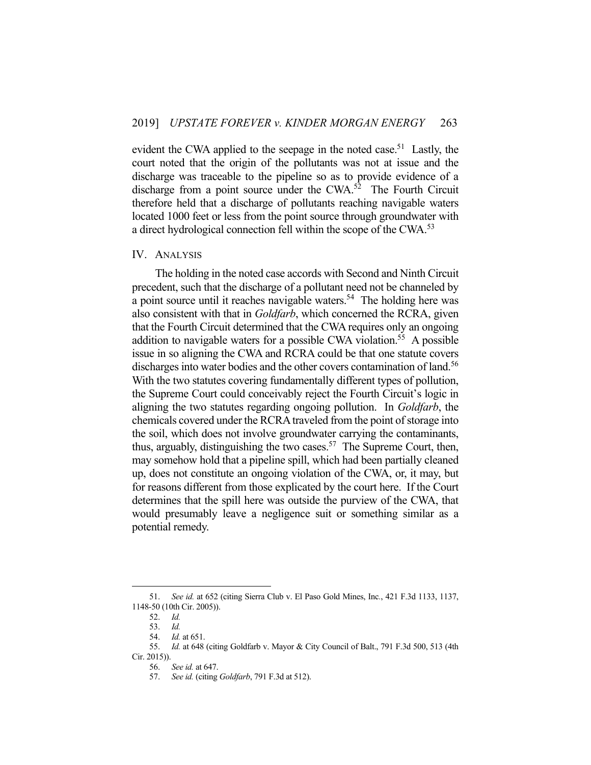evident the CWA applied to the seepage in the noted case.[51] Lastly, the court noted that the origin of the pollutants was not at issue and the discharge was traceable to the pipeline so as to provide evidence of a discharge from a point source under the CWA.[52] The Fourth Circuit therefore held that a discharge of pollutants reaching navigable waters located 1000 feet or less from the point source through groundwater with a direct hydrological connection fell within the scope of the CWA.[53]

## IV. Analysis

The holding in the noted case accords with Second and Ninth Circuit precedent, such that the discharge of a pollutant need not be channeled by a point source until it reaches navigable waters.[54] The holding here was also consistent with that in *Goldfarb*, which concerned the RCRA, given that the Fourth Circuit determined that the CWA requires only an ongoing addition to navigable waters for a possible CWA violation.[55] A possible issue in so aligning the CWA and RCRA could be that one statute covers discharges into water bodies and the other covers contamination of land.[56] With the two statutes covering fundamentally different types of pollution, the Supreme Court could conceivably reject the Fourth Circuit's logic in aligning the two statutes regarding ongoing pollution. In *Goldfarb*, the chemicals covered under the RCRA traveled from the point of storage into the soil, which does not involve groundwater carrying the contaminants, thus, arguably, distinguishing the two cases.[57] The Supreme Court, then, may somehow hold that a pipeline spill, which had been partially cleaned up, does not constitute an ongoing violation of the CWA, or, it may, but for reasons different from those explicated by the court here. If the Court determines that the spill here was outside the purview of the CWA, that would presumably leave a negligence suit or something similar as a potential remedy.

---

51. *See id.* at 652 (citing Sierra Club v. El Paso Gold Mines, Inc., 421 F.3d 1133, 1137, 1148-50 (10th Cir. 2005)).

52. *Id.*

53. *Id.*

54. *Id.* at 651.

55. *Id.* at 648 (citing Goldfarb v. Mayor & City Council of Balt., 791 F.3d 500, 513 (4th Cir. 2015)).

56. *See id.* at 647.

57. *See id.* (citing *Goldfarb*, 791 F.3d at 512).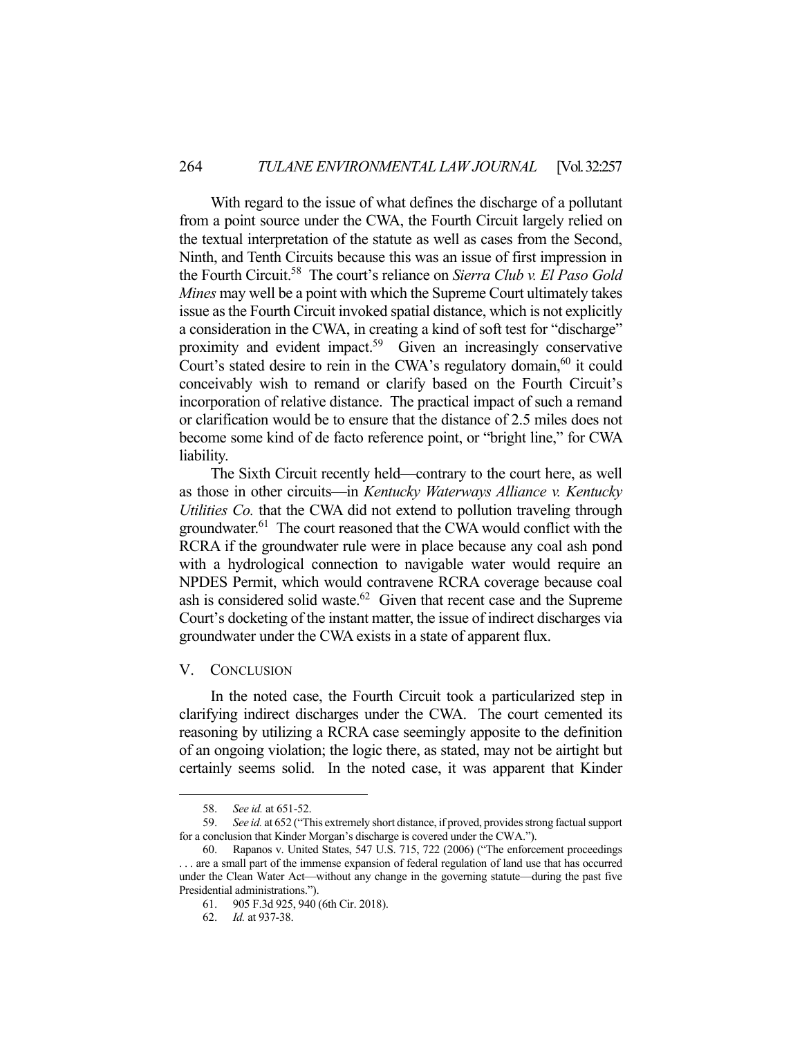With regard to the issue of what defines the discharge of a pollutant from a point source under the CWA, the Fourth Circuit largely relied on the textual interpretation of the statute as well as cases from the Second, Ninth, and Tenth Circuits because this was an issue of first impression in the Fourth Circuit.[58] The court's reliance on *Sierra Club v. El Paso Gold Mines* may well be a point with which the Supreme Court ultimately takes issue as the Fourth Circuit invoked spatial distance, which is not explicitly a consideration in the CWA, in creating a kind of soft test for "discharge" proximity and evident impact.[59] Given an increasingly conservative Court's stated desire to rein in the CWA's regulatory domain,[60] it could conceivably wish to remand or clarify based on the Fourth Circuit's incorporation of relative distance. The practical impact of such a remand or clarification would be to ensure that the distance of 2.5 miles does not become some kind of de facto reference point, or "bright line," for CWA liability.

The Sixth Circuit recently held—contrary to the court here, as well as those in other circuits—in *Kentucky Waterways Alliance v. Kentucky Utilities Co.* that the CWA did not extend to pollution traveling through groundwater.[61] The court reasoned that the CWA would conflict with the RCRA if the groundwater rule were in place because any coal ash pond with a hydrological connection to navigable water would require an NPDES Permit, which would contravene RCRA coverage because coal ash is considered solid waste.[62] Given that recent case and the Supreme Court's docketing of the instant matter, the issue of indirect discharges via groundwater under the CWA exists in a state of apparent flux.

## V. Conclusion

In the noted case, the Fourth Circuit took a particularized step in clarifying indirect discharges under the CWA. The court cemented its reasoning by utilizing a RCRA case seemingly apposite to the definition of an ongoing violation; the logic there, as stated, may not be airtight but certainly seems solid. In the noted case, it was apparent that Kinder

---

58. *See id.* at 651-52.

59. *See id.* at 652 ("This extremely short distance, if proved, provides strong factual support for a conclusion that Kinder Morgan's discharge is covered under the CWA.").

60. Rapanos v. United States, 547 U.S. 715, 722 (2006) ("The enforcement proceedings . . . are a small part of the immense expansion of federal regulation of land use that has occurred under the Clean Water Act—without any change in the governing statute—during the past five Presidential administrations.").

61. 905 F.3d 925, 940 (6th Cir. 2018).

62. *Id.* at 937-38.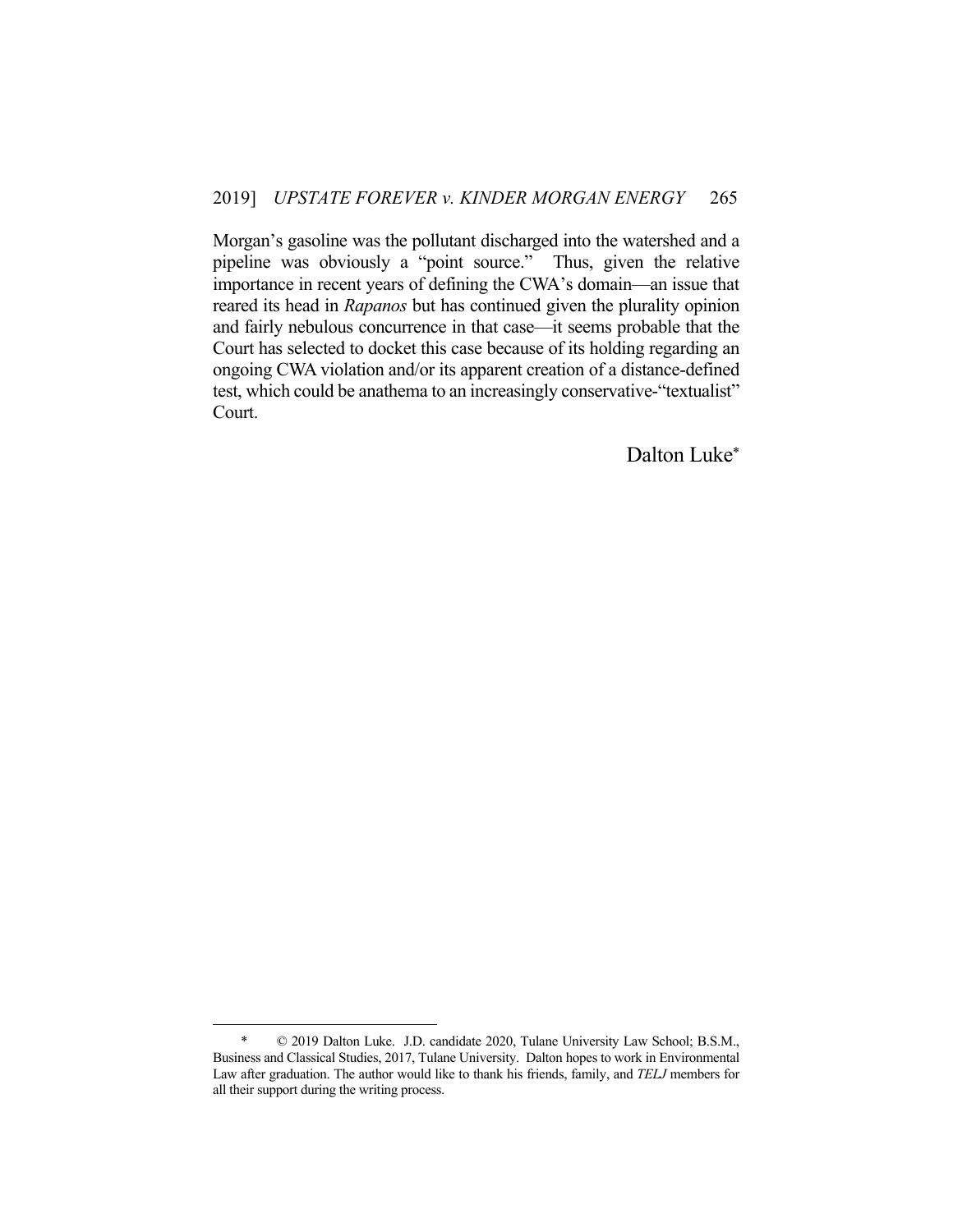Morgan's gasoline was the pollutant discharged into the watershed and a pipeline was obviously a "point source." Thus, given the relative importance in recent years of defining the CWA's domain—an issue that reared its head in *Rapanos* but has continued given the plurality opinion and fairly nebulous concurrence in that case—it seems probable that the Court has selected to docket this case because of its holding regarding an ongoing CWA violation and/or its apparent creation of a distance-defined test, which could be anathema to an increasingly conservative-"textualist" Court.

Dalton Luke*

\* © 2019 Dalton Luke. J.D. candidate 2020, Tulane University Law School; B.S.M., Business and Classical Studies, 2017, Tulane University. Dalton hopes to work in Environmental Law after graduation. The author would like to thank his friends, family, and *TELJ* members for all their support during the writing process.